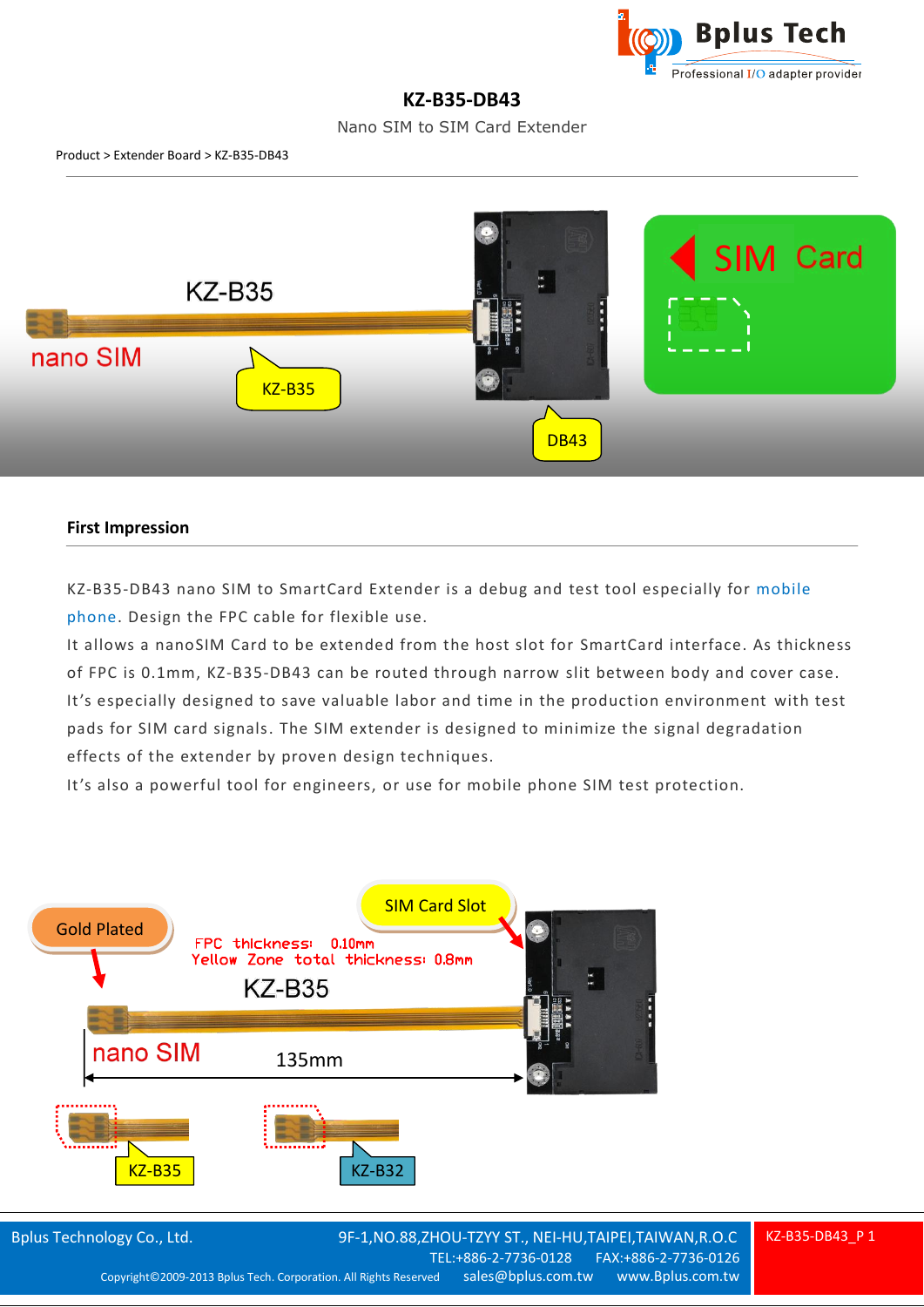# KZ-B35-DB43

Nano SIM to SIM Card Extender

Product > Extender Board > KZ-B35-DB43

## First Impression

KZ-B35-DB43 nano SIM to SmartCard Extender is a debug and test tool especially for mobile phone. Design the FPC cable for flexible use.

It allows a nanoSIM Card to be extended from the host slot for SmartCard interface. As thickness of FPC is 0.1mm, KZ-B35-DB43 can be routed through narrow slit between body and cover case. It's especially designed to save valuable labor and time in the production environment with test pads for SIM card signals. The SIM extender is designed to minimize the signal degradation effects of the extender by proven design techniques.

It's also a powerful tool for engineers, or use for mobile phone SIM test protection.

Gold Plated

FPC thickness: 0.10mm

Yellow Zone total thickness: 0.8mm

SIM Card Slot

KZ-B35

nano SIM

135mm

KZ-B35

KZ-B32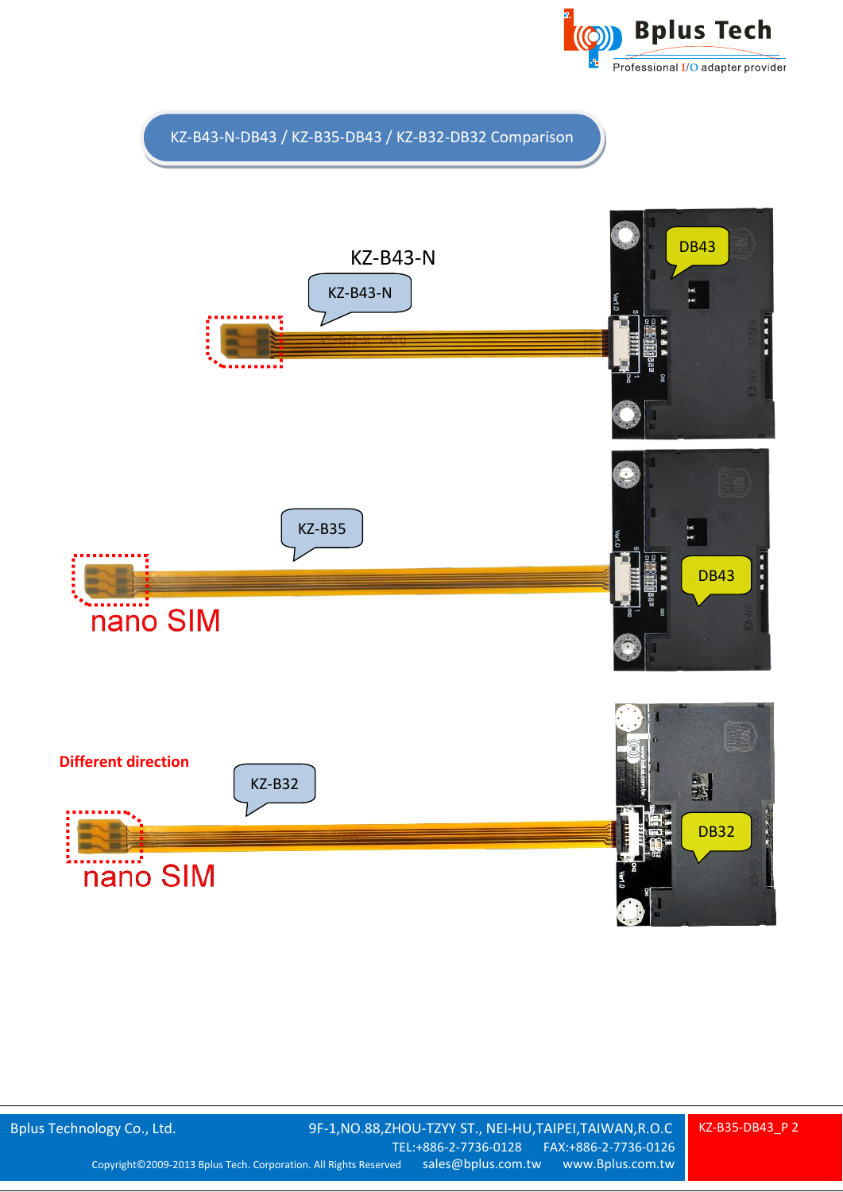## KZ-B43-N-DB43 / KZ-B35-DB43 / KZ-B32-DB32 Comparison

KZ-B43-N

KZ-B43-N

DB43

KZ-B35

DB43

nano SIM

**Different direction**

KZ-B32

DB32

nano SIM